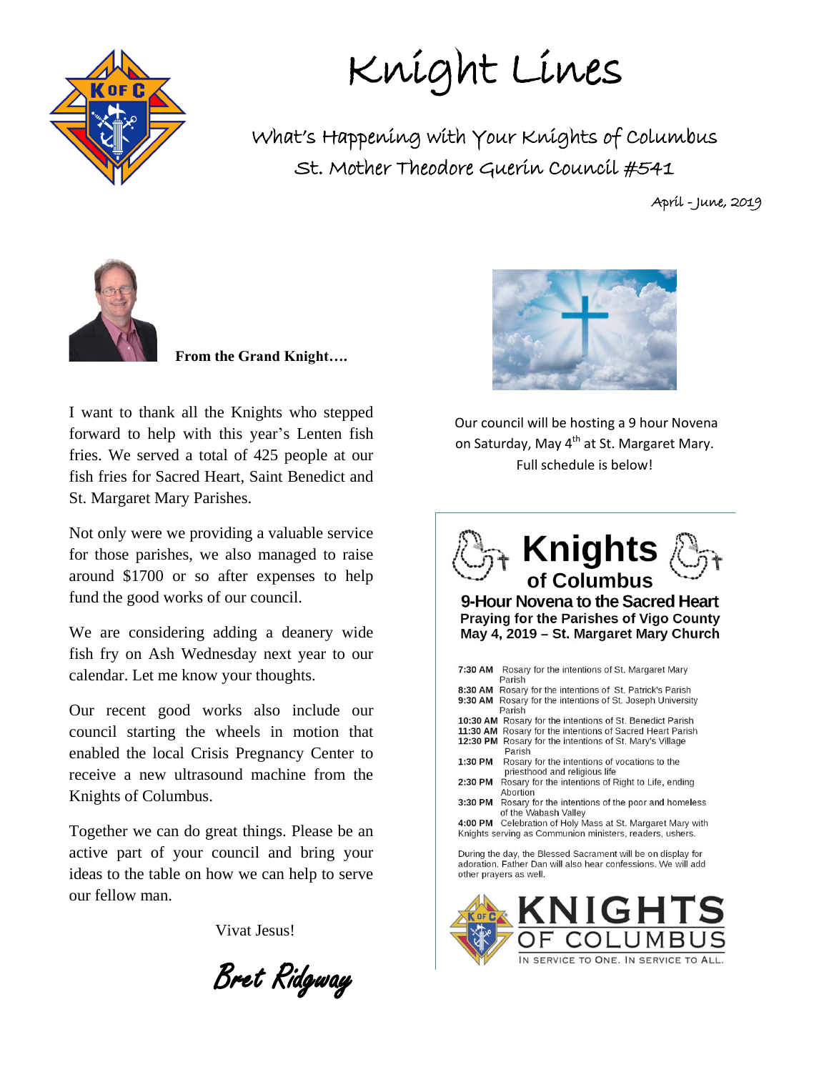# Knight Lines

## What's Happening with Your Knights of Columbus

## St. Mother Theodore Guerin Council #541

April - June, 2019

**From the Grand Knight….**

I want to thank all the Knights who stepped forward to help with this year's Lenten fish fries. We served a total of 425 people at our fish fries for Sacred Heart, Saint Benedict and St. Margaret Mary Parishes.

Not only were we providing a valuable service for those parishes, we also managed to raise around $1700 or so after expenses to help fund the good works of our council.

We are considering adding a deanery wide fish fry on Ash Wednesday next year to our calendar. Let me know your thoughts.

Our recent good works also include our council starting the wheels in motion that enabled the local Crisis Pregnancy Center to receive a new ultrasound machine from the Knights of Columbus.

Together we can do great things. Please be an active part of your council and bring your ideas to the table on how we can help to serve our fellow man.

Vivat Jesus!

*Bret Ridgway*

Our council will be hosting a 9 hour Novena on Saturday, May 4th at St. Margaret Mary. Full schedule is below!

## Knights of Columbus

### 9-Hour Novena to the Sacred Heart

**Praying for the Parishes of Vigo County**
**May 4, 2019 – St. Margaret Mary Church**

**7:30 AM** Rosary for the intentions of St. Margaret Mary Parish
**8:30 AM** Rosary for the intentions of St. Patrick's Parish
**9:30 AM** Rosary for the intentions of St. Joseph University Parish
**10:30 AM** Rosary for the intentions of St. Benedict Parish
**11:30 AM** Rosary for the intentions of Sacred Heart Parish
**12:30 PM** Rosary for the intentions of St. Mary's Village Parish
**1:30 PM** Rosary for the intentions of vocations to the priesthood and religious life
**2:30 PM** Rosary for the intentions of Right to Life, ending Abortion
**3:30 PM** Rosary for the intentions of the poor and homeless of the Wabash Valley
**4:00 PM** Celebration of Holy Mass at St. Margaret Mary with Knights serving as Communion ministers, readers, ushers.

During the day, the Blessed Sacrament will be on display for adoration. Father Dan will also hear confessions. We will add other prayers as well.

KNIGHTS OF COLUMBUS
IN SERVICE TO ONE. IN SERVICE TO ALL.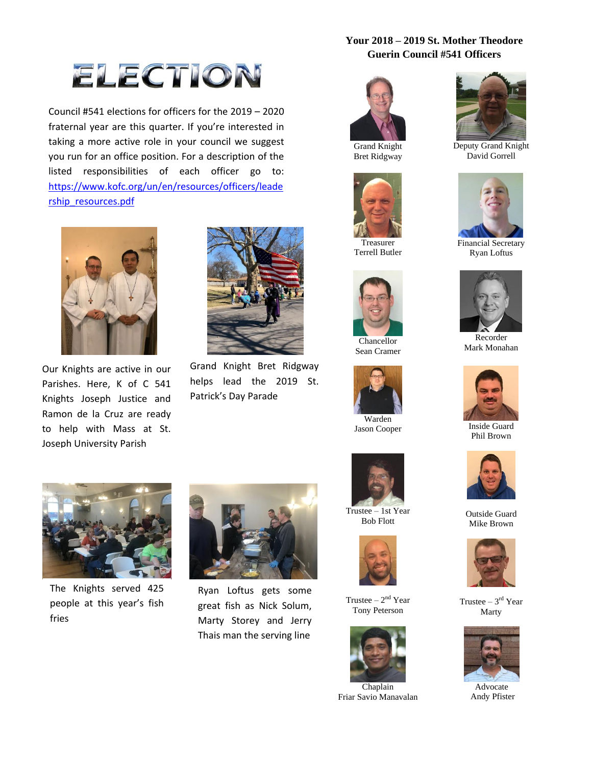# ELECTION

Council #541 elections for officers for the 2019 – 2020 fraternal year are this quarter. If you're interested in taking a more active role in your council we suggest you run for an office position. For a description of the listed responsibilities of each officer go to: https://www.kofc.org/un/en/resources/officers/leadership_resources.pdf

Our Knights are active in our Parishes. Here, K of C 541 Knights Joseph Justice and Ramon de la Cruz are ready to help with Mass at St. Joseph University Parish

Grand Knight Bret Ridgway helps lead the 2019 St. Patrick's Day Parade

The Knights served 425 people at this year's fish fries

Ryan Loftus gets some great fish as Nick Solum, Marty Storey and Jerry Thais man the serving line

## Your 2018 – 2019 St. Mother Theodore Guerin Council #541 Officers

Grand Knight
Bret Ridgway

Deputy Grand Knight
David Gorrell

Treasurer
Terrell Butler

Financial Secretary
Ryan Loftus

Chancellor
Sean Cramer

Recorder
Mark Monahan

Warden
Jason Cooper

Inside Guard
Phil Brown

Trustee – 1st Year
Bob Flott

Outside Guard
Mike Brown

Trustee – 2nd Year
Tony Peterson

Trustee – 3rd Year
Marty

Chaplain
Friar Savio Manavalan

Advocate
Andy Pfister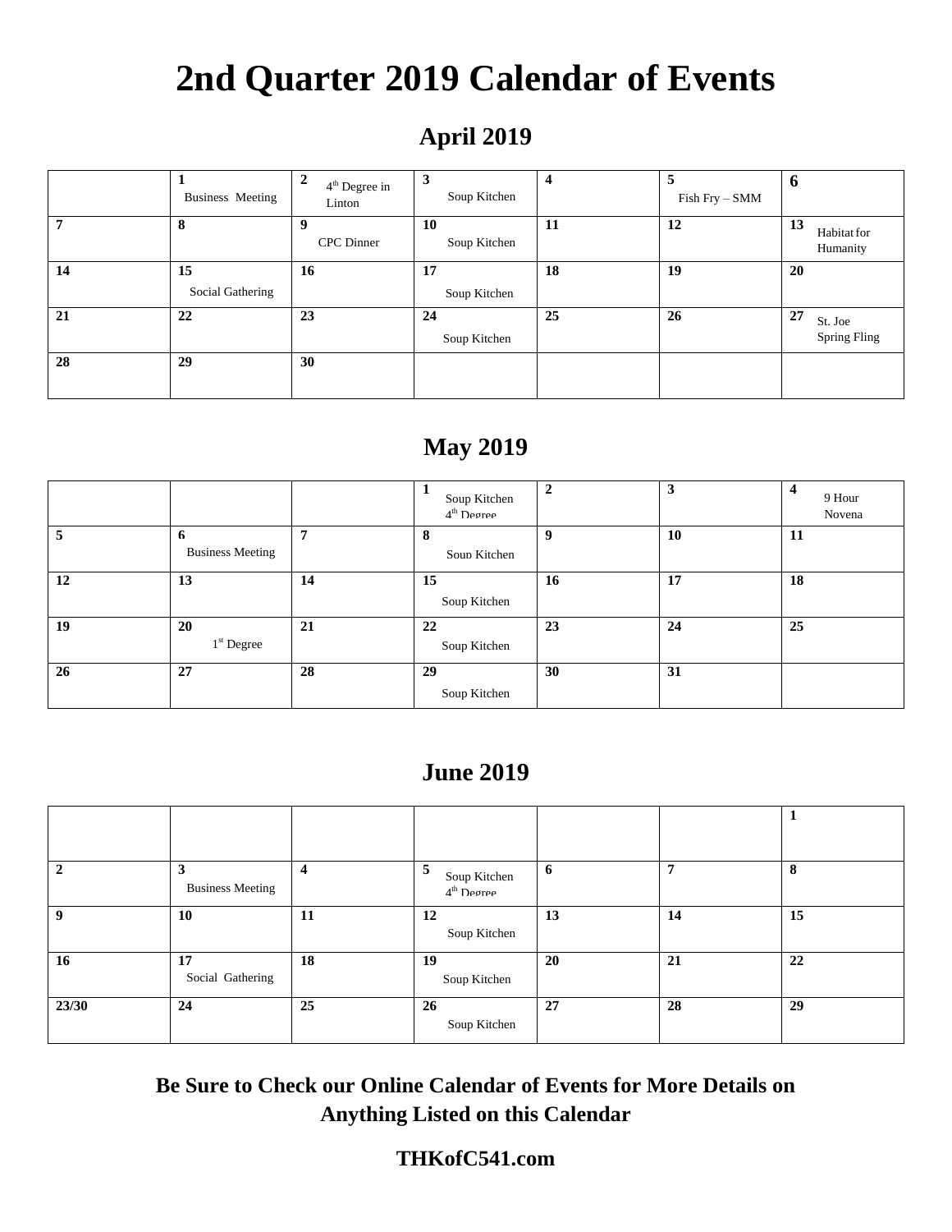# 2nd Quarter 2019 Calendar of Events

## April 2019

| | | | | | | |
|---|---|---|---|---|---|---|
| | **1** Business Meeting | **2** 4th Degree in Linton | **3** Soup Kitchen | **4** | **5** Fish Fry – SMM | **6** |
| **7** | **8** | **9** CPC Dinner | **10** Soup Kitchen | **11** | **12** | **13** Habitat for Humanity |
| **14** | **15** Social Gathering | **16** | **17** Soup Kitchen | **18** | **19** | **20** |
| **21** | **22** | **23** | **24** Soup Kitchen | **25** | **26** | **27** St. Joe Spring Fling |
| **28** | **29** | **30** | | | | |

## May 2019

| | | | | | | |
|---|---|---|---|---|---|---|
| | | | **1** Soup Kitchen 4th Degree | **2** | **3** | **4** 9 Hour Novena |
| **5** | **6** Business Meeting | **7** | **8** Soup Kitchen | **9** | **10** | **11** |
| **12** | **13** | **14** | **15** Soup Kitchen | **16** | **17** | **18** |
| **19** | **20** 1st Degree | **21** | **22** Soup Kitchen | **23** | **24** | **25** |
| **26** | **27** | **28** | **29** Soup Kitchen | **30** | **31** | |

## June 2019

| | | | | | | |
|---|---|---|---|---|---|---|
| | | | | | | **1** |
| **2** | **3** Business Meeting | **4** | **5** Soup Kitchen 4th Degree | **6** | **7** | **8** |
| **9** | **10** | **11** | **12** Soup Kitchen | **13** | **14** | **15** |
| **16** | **17** Social Gathering | **18** | **19** Soup Kitchen | **20** | **21** | **22** |
| **23/30** | **24** | **25** | **26** Soup Kitchen | **27** | **28** | **29** |

**Be Sure to Check our Online Calendar of Events for More Details on Anything Listed on this Calendar**

**THKofC541.com**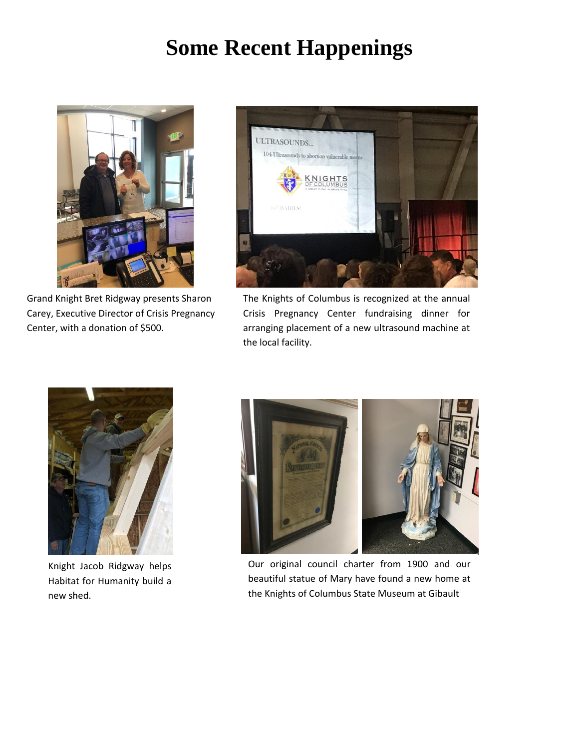# Some Recent Happenings

Grand Knight Bret Ridgway presents Sharon Carey, Executive Director of Crisis Pregnancy Center, with a donation of $500.

The Knights of Columbus is recognized at the annual Crisis Pregnancy Center fundraising dinner for arranging placement of a new ultrasound machine at the local facility.

Knight Jacob Ridgway helps Habitat for Humanity build a new shed.

Our original council charter from 1900 and our beautiful statue of Mary have found a new home at the Knights of Columbus State Museum at Gibault